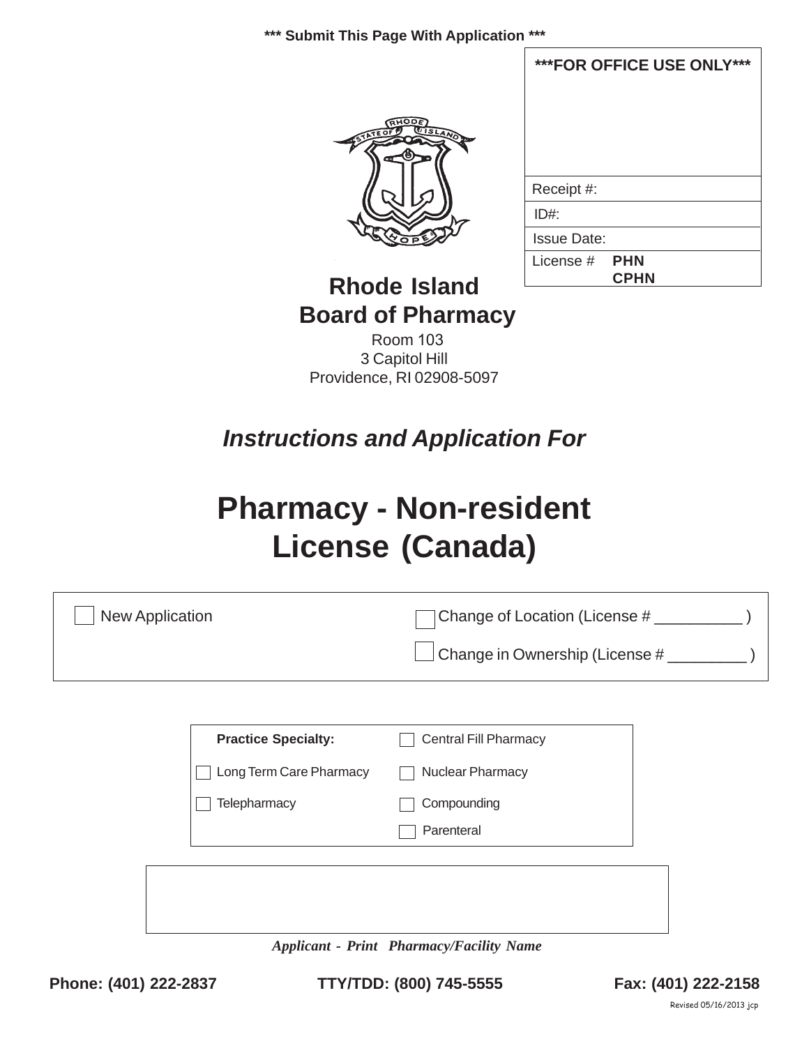*** Submit This Page With Application ***

| ***FOR OFFICE USE ONLY*** |
|---|
| |
| Receipt #: |
| ID#: |
| Issue Date: |
| License # **PHN** **CPHN** |

# Rhode Island Board of Pharmacy

Room 103
3 Capitol Hill
Providence, RI 02908-5097

## *Instructions and Application For*

# Pharmacy - Non-resident License (Canada)

☐ New Application

☐ Change of Location (License # __________ )

☐ Change in Ownership (License # _________ )

| **Practice Specialty:** | ☐ Central Fill Pharmacy |
|---|---|
| ☐ Long Term Care Pharmacy | ☐ Nuclear Pharmacy |
| ☐ Telepharmacy | ☐ Compounding |
| | ☐ Parenteral |

*Applicant - Print Pharmacy/Facility Name*

**Phone: (401) 222-2837** **TTY/TDD: (800) 745-5555** **Fax: (401) 222-2158**

Revised 05/16/2013 jcp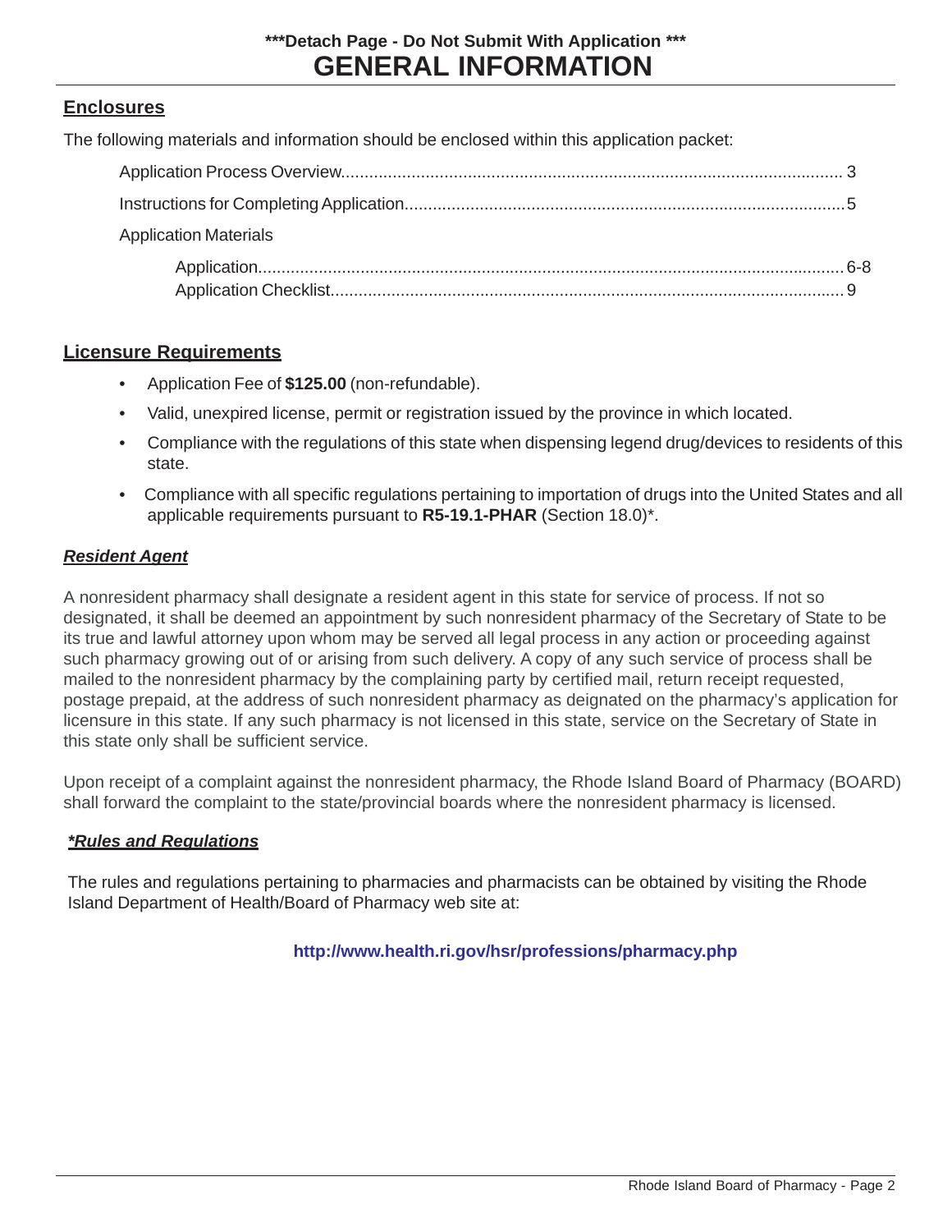***Detach Page - Do Not Submit With Application ***

# GENERAL INFORMATION

## Enclosures

The following materials and information should be enclosed within this application packet:

- Application Process Overview........................................................ 3
- Instructions for Completing Application........................................ 5
- Application Materials
  - Application........................................................................ 6-8
  - Application Checklist.......................................................... 9

## Licensure Requirements

- Application Fee of **$125.00** (non-refundable).
- Valid, unexpired license, permit or registration issued by the province in which located.
- Compliance with the regulations of this state when dispensing legend drug/devices to residents of this state.
- Compliance with all specific regulations pertaining to importation of drugs into the United States and all applicable requirements pursuant to **R5-19.1-PHAR** (Section 18.0)*.

### ***Resident Agent***

A nonresident pharmacy shall designate a resident agent in this state for service of process. If not so designated, it shall be deemed an appointment by such nonresident pharmacy of the Secretary of State to be its true and lawful attorney upon whom may be served all legal process in any action or proceeding against such pharmacy growing out of or arising from such delivery. A copy of any such service of process shall be mailed to the nonresident pharmacy by the complaining party by certified mail, return receipt requested, postage prepaid, at the address of such nonresident pharmacy as deignated on the pharmacy's application for licensure in this state. If any such pharmacy is not licensed in this state, service on the Secretary of State in this state only shall be sufficient service.

Upon receipt of a complaint against the nonresident pharmacy, the Rhode Island Board of Pharmacy (BOARD) shall forward the complaint to the state/provincial boards where the nonresident pharmacy is licensed.

### ****Rules and Regulations***

The rules and regulations pertaining to pharmacies and pharmacists can be obtained by visiting the Rhode Island Department of Health/Board of Pharmacy web site at:

**http://www.health.ri.gov/hsr/professions/pharmacy.php**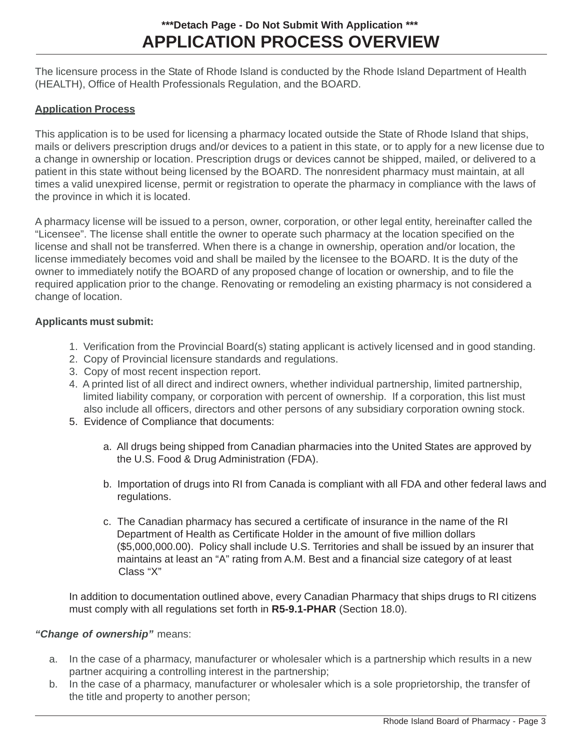**\*\*\*Detach Page - Do Not Submit With Application \*\*\***

# APPLICATION PROCESS OVERVIEW

The licensure process in the State of Rhode Island is conducted by the Rhode Island Department of Health (HEALTH), Office of Health Professionals Regulation, and the BOARD.

**Application Process**

This application is to be used for licensing a pharmacy located outside the State of Rhode Island that ships, mails or delivers prescription drugs and/or devices to a patient in this state, or to apply for a new license due to a change in ownership or location. Prescription drugs or devices cannot be shipped, mailed, or delivered to a patient in this state without being licensed by the BOARD. The nonresident pharmacy must maintain, at all times a valid unexpired license, permit or registration to operate the pharmacy in compliance with the laws of the province in which it is located.

A pharmacy license will be issued to a person, owner, corporation, or other legal entity, hereinafter called the "Licensee". The license shall entitle the owner to operate such pharmacy at the location specified on the license and shall not be transferred. When there is a change in ownership, operation and/or location, the license immediately becomes void and shall be mailed by the licensee to the BOARD. It is the duty of the owner to immediately notify the BOARD of any proposed change of location or ownership, and to file the required application prior to the change. Renovating or remodeling an existing pharmacy is not considered a change of location.

**Applicants must submit:**

1. Verification from the Provincial Board(s) stating applicant is actively licensed and in good standing.
2. Copy of Provincial licensure standards and regulations.
3. Copy of most recent inspection report.
4. A printed list of all direct and indirect owners, whether individual partnership, limited partnership, limited liability company, or corporation with percent of ownership. If a corporation, this list must also include all officers, directors and other persons of any subsidiary corporation owning stock.
5. Evidence of Compliance that documents:

   a. All drugs being shipped from Canadian pharmacies into the United States are approved by the U.S. Food & Drug Administration (FDA).

   b. Importation of drugs into RI from Canada is compliant with all FDA and other federal laws and regulations.

   c. The Canadian pharmacy has secured a certificate of insurance in the name of the RI Department of Health as Certificate Holder in the amount of five million dollars ($5,000,000.00). Policy shall include U.S. Territories and shall be issued by an insurer that maintains at least an "A" rating from A.M. Best and a financial size category of at least Class "X"

In addition to documentation outlined above, every Canadian Pharmacy that ships drugs to RI citizens must comply with all regulations set forth in **R5-9.1-PHAR** (Section 18.0).

***"Change of ownership"*** means:

a. In the case of a pharmacy, manufacturer or wholesaler which is a partnership which results in a new partner acquiring a controlling interest in the partnership;
b. In the case of a pharmacy, manufacturer or wholesaler which is a sole proprietorship, the transfer of the title and property to another person;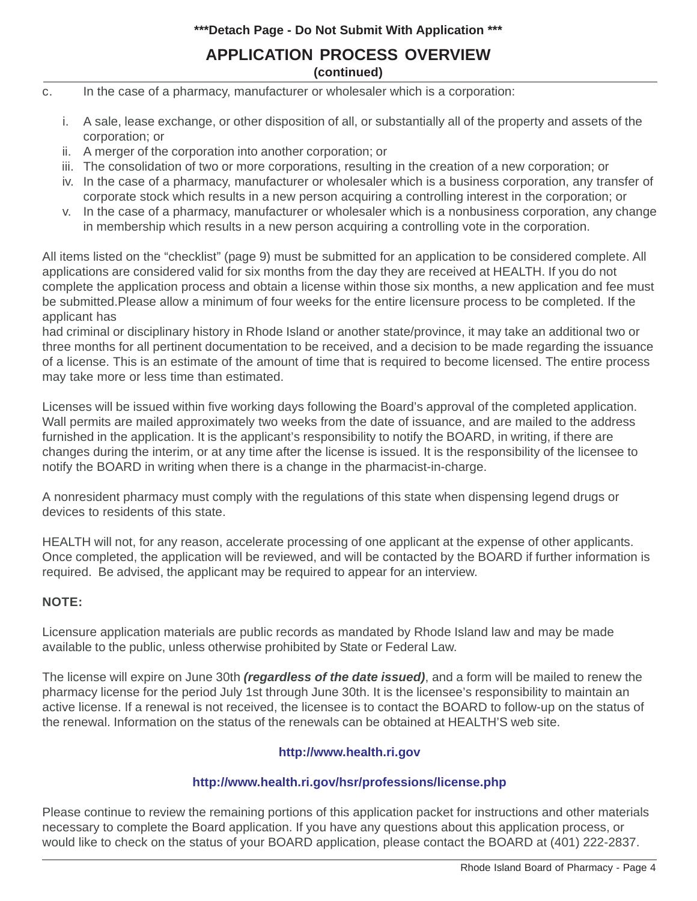***Detach Page - Do Not Submit With Application ***

## APPLICATION PROCESS OVERVIEW

**(continued)**

c. In the case of a pharmacy, manufacturer or wholesaler which is a corporation:

i. A sale, lease exchange, or other disposition of all, or substantially all of the property and assets of the corporation; or
ii. A merger of the corporation into another corporation; or
iii. The consolidation of two or more corporations, resulting in the creation of a new corporation; or
iv. In the case of a pharmacy, manufacturer or wholesaler which is a business corporation, any transfer of corporate stock which results in a new person acquiring a controlling interest in the corporation; or
v. In the case of a pharmacy, manufacturer or wholesaler which is a nonbusiness corporation, any change in membership which results in a new person acquiring a controlling vote in the corporation.

All items listed on the “checklist” (page 9) must be submitted for an application to be considered complete. All applications are considered valid for six months from the day they are received at HEALTH. If you do not complete the application process and obtain a license within those six months, a new application and fee must be submitted.Please allow a minimum of four weeks for the entire licensure process to be completed. If the applicant has
had criminal or disciplinary history in Rhode Island or another state/province, it may take an additional two or three months for all pertinent documentation to be received, and a decision to be made regarding the issuance of a license. This is an estimate of the amount of time that is required to become licensed. The entire process may take more or less time than estimated.

Licenses will be issued within five working days following the Board’s approval of the completed application. Wall permits are mailed approximately two weeks from the date of issuance, and are mailed to the address furnished in the application. It is the applicant’s responsibility to notify the BOARD, in writing, if there are changes during the interim, or at any time after the license is issued. It is the responsibility of the licensee to notify the BOARD in writing when there is a change in the pharmacist-in-charge.

A nonresident pharmacy must comply with the regulations of this state when dispensing legend drugs or devices to residents of this state.

HEALTH will not, for any reason, accelerate processing of one applicant at the expense of other applicants. Once completed, the application will be reviewed, and will be contacted by the BOARD if further information is required. Be advised, the applicant may be required to appear for an interview.

**NOTE:**

Licensure application materials are public records as mandated by Rhode Island law and may be made available to the public, unless otherwise prohibited by State or Federal Law.

The license will expire on June 30th ***(regardless of the date issued)***, and a form will be mailed to renew the pharmacy license for the period July 1st through June 30th. It is the licensee’s responsibility to maintain an active license. If a renewal is not received, the licensee is to contact the BOARD to follow-up on the status of the renewal. Information on the status of the renewals can be obtained at HEALTH’S web site.

**http://www.health.ri.gov**

**http://www.health.ri.gov/hsr/professions/license.php**

Please continue to review the remaining portions of this application packet for instructions and other materials necessary to complete the Board application. If you have any questions about this application process, or would like to check on the status of your BOARD application, please contact the BOARD at (401) 222-2837.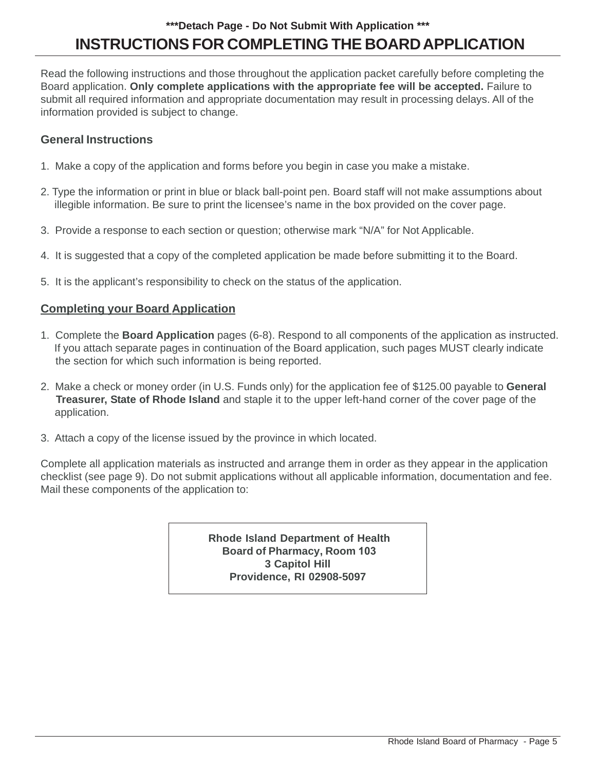***Detach Page - Do Not Submit With Application ***

# INSTRUCTIONS FOR COMPLETING THE BOARD APPLICATION

Read the following instructions and those throughout the application packet carefully before completing the Board application. **Only complete applications with the appropriate fee will be accepted.** Failure to submit all required information and appropriate documentation may result in processing delays. All of the information provided is subject to change.

## General Instructions

1. Make a copy of the application and forms before you begin in case you make a mistake.

2. Type the information or print in blue or black ball-point pen. Board staff will not make assumptions about illegible information. Be sure to print the licensee's name in the box provided on the cover page.

3. Provide a response to each section or question; otherwise mark "N/A" for Not Applicable.

4. It is suggested that a copy of the completed application be made before submitting it to the Board.

5. It is the applicant's responsibility to check on the status of the application.

## Completing your Board Application

1. Complete the **Board Application** pages (6-8). Respond to all components of the application as instructed. If you attach separate pages in continuation of the Board application, such pages MUST clearly indicate the section for which such information is being reported.

2. Make a check or money order (in U.S. Funds only) for the application fee of $125.00 payable to **General Treasurer, State of Rhode Island** and staple it to the upper left-hand corner of the cover page of the application.

3. Attach a copy of the license issued by the province in which located.

Complete all application materials as instructed and arrange them in order as they appear in the application checklist (see page 9). Do not submit applications without all applicable information, documentation and fee. Mail these components of the application to:

**Rhode Island Department of Health**
**Board of Pharmacy, Room 103**
**3 Capitol Hill**
**Providence, RI 02908-5097**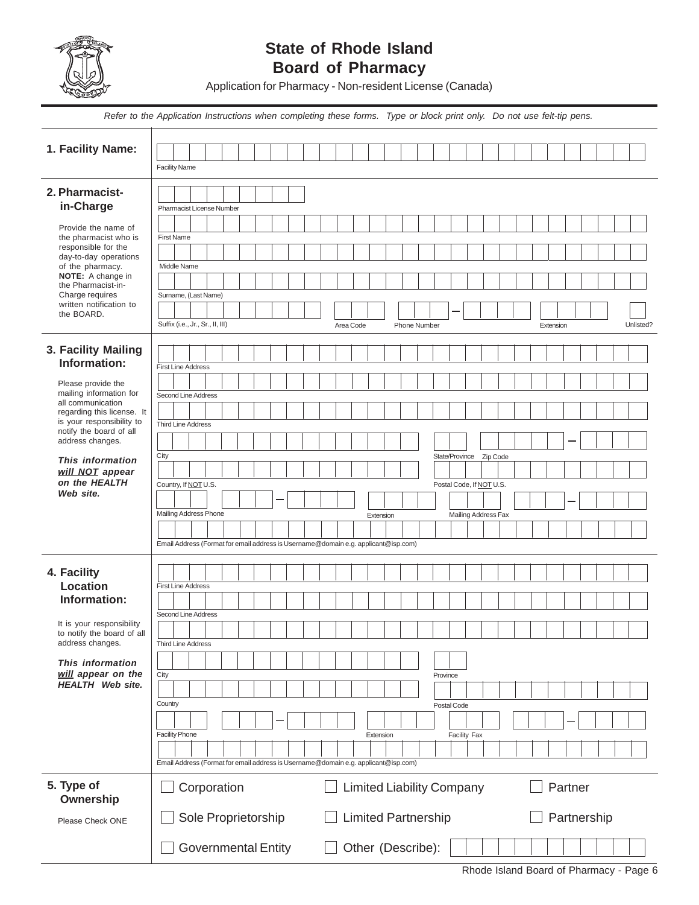# State of Rhode Island
# Board of Pharmacy

Application for Pharmacy - Non-resident License (Canada)

*Refer to the Application Instructions when completing these forms. Type or block print only. Do not use felt-tip pens.*

## 1. Facility Name:

Facility Name

## 2. Pharmacist-in-Charge

Provide the name of the pharmacist who is responsible for the day-to-day operations of the pharmacy. **NOTE:** A change in the Pharmacist-in-Charge requires written notification to the BOARD.

Pharmacist License Number

First Name

Middle Name

Surname, (Last Name)

Suffix (i.e., Jr., Sr., II, III) | Area Code | Phone Number | Extension | Unlisted?

## 3. Facility Mailing Information:

Please provide the mailing information for all communication regarding this license. It is your responsibility to notify the board of all address changes.

***This information will NOT appear on the HEALTH Web site.***

First Line Address

Second Line Address

Third Line Address

City | State/Province | Zip Code

Country, If NOT U.S. | Postal Code, If NOT U.S.

Mailing Address Phone | Extension | Mailing Address Fax

Email Address (Format for email address is Username@domain e.g. applicant@isp.com)

## 4. Facility Location Information:

It is your responsibility to notify the board of all address changes.

***This information will appear on the HEALTH Web site.***

First Line Address

Second Line Address

Third Line Address

City | Province

Country | Postal Code

Facility Phone | Extension | Facility Fax

Email Address (Format for email address is Username@domain e.g. applicant@isp.com)

## 5. Type of Ownership

Please Check ONE

- ☐ Corporation
- ☐ Limited Liability Company
- ☐ Partner
- ☐ Sole Proprietorship
- ☐ Limited Partnership
- ☐ Partnership
- ☐ Governmental Entity
- ☐ Other (Describe):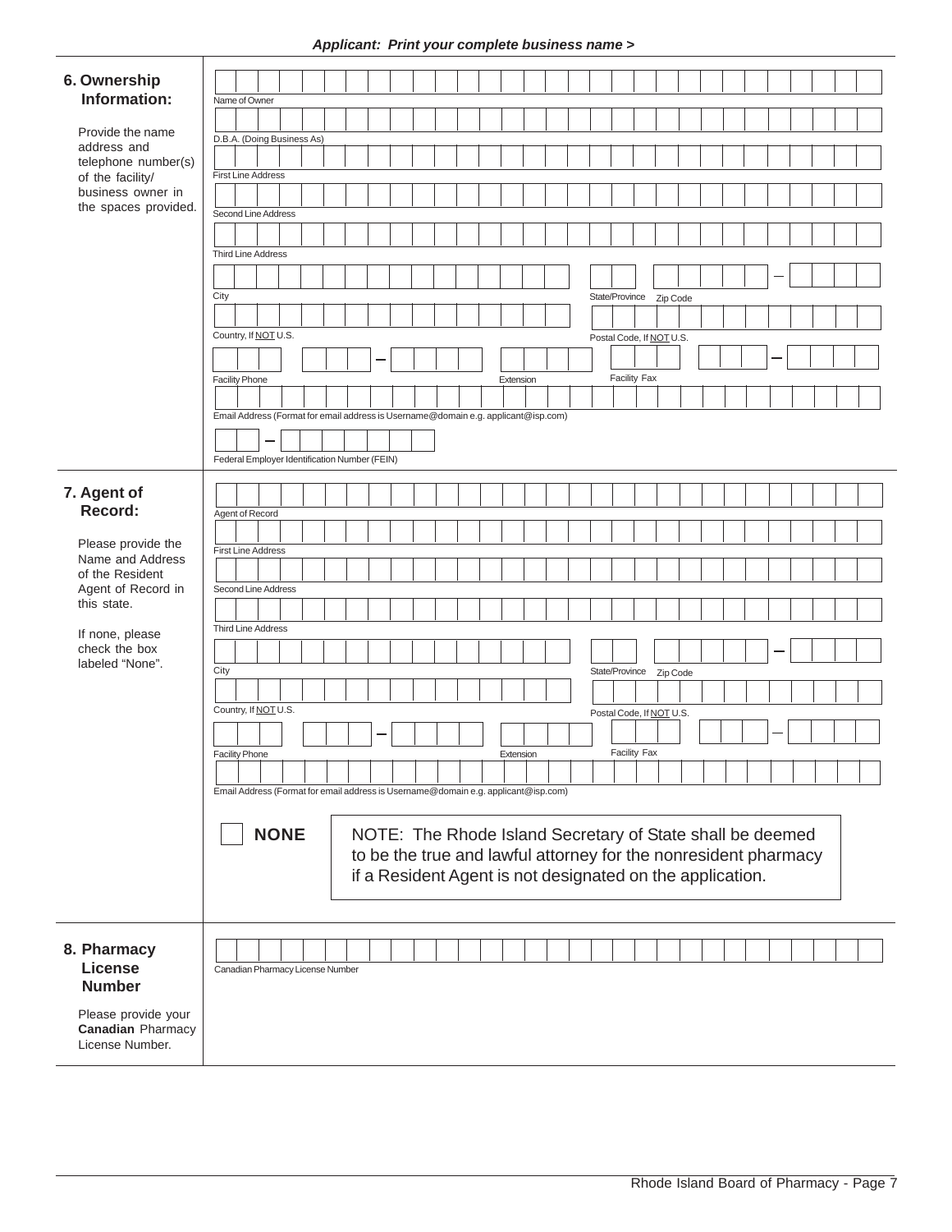***Applicant: Print your complete business name >***

## 6. Ownership Information:

Provide the name address and telephone number(s) of the facility/ business owner in the spaces provided.

Name of Owner

D.B.A. (Doing Business As)

First Line Address

Second Line Address

Third Line Address

City — State/Province — Zip Code

Country, If NOT U.S. — Postal Code, If NOT U.S.

Facility Phone — Extension — Facility Fax

Email Address (Format for email address is Username@domain e.g. applicant@isp.com)

Federal Employer Identification Number (FEIN)

## 7. Agent of Record:

Please provide the Name and Address of the Resident Agent of Record in this state.

If none, please check the box labeled "None".

Agent of Record

First Line Address

Second Line Address

Third Line Address

City — State/Province — Zip Code

Country, If NOT U.S. — Postal Code, If NOT U.S.

Facility Phone — Extension — Facility Fax

Email Address (Format for email address is Username@domain e.g. applicant@isp.com)

☐ **NONE**

NOTE: The Rhode Island Secretary of State shall be deemed to be the true and lawful attorney for the nonresident pharmacy if a Resident Agent is not designated on the application.

## 8. Pharmacy License Number

Please provide your **Canadian** Pharmacy License Number.

Canadian Pharmacy License Number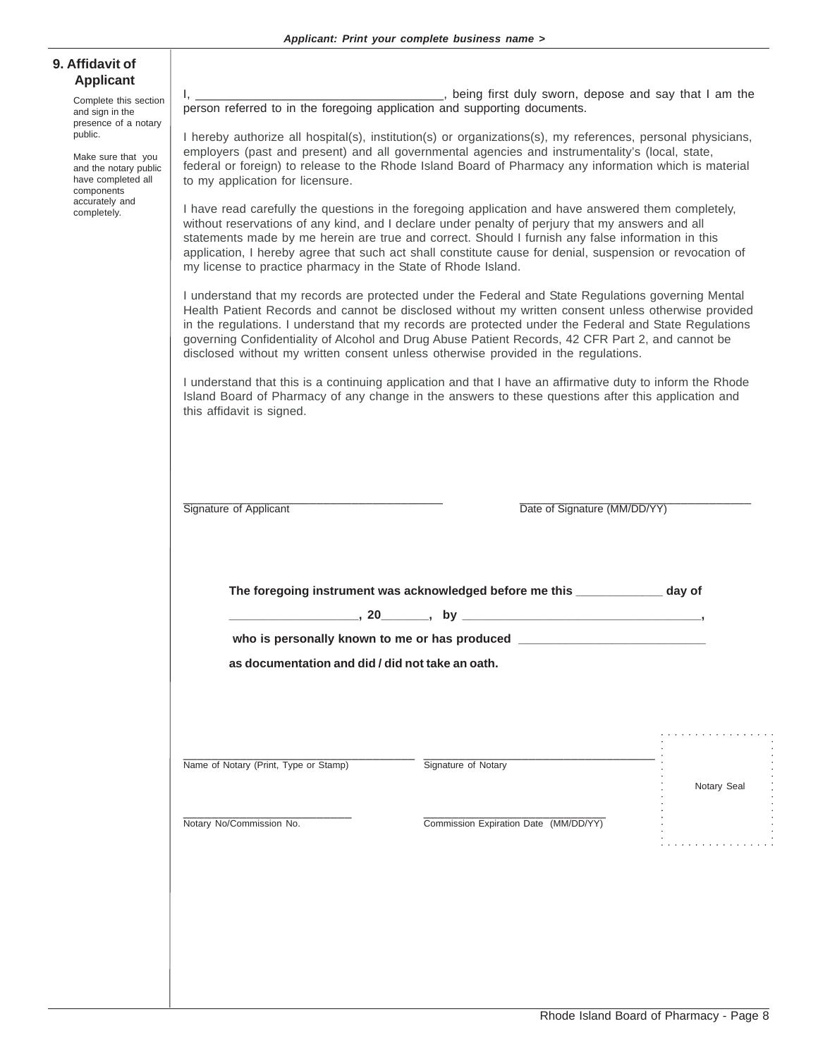*Applicant: Print your complete business name >*

## 9. Affidavit of Applicant

Complete this section and sign in the presence of a notary public.

Make sure that you and the notary public have completed all components accurately and completely.

I, ____________________________________, being first duly sworn, depose and say that I am the person referred to in the foregoing application and supporting documents.

I hereby authorize all hospital(s), institution(s) or organizations(s), my references, personal physicians, employers (past and present) and all governmental agencies and instrumentality's (local, state, federal or foreign) to release to the Rhode Island Board of Pharmacy any information which is material to my application for licensure.

I have read carefully the questions in the foregoing application and have answered them completely, without reservations of any kind, and I declare under penalty of perjury that my answers and all statements made by me herein are true and correct. Should I furnish any false information in this application, I hereby agree that such act shall constitute cause for denial, suspension or revocation of my license to practice pharmacy in the State of Rhode Island.

I understand that my records are protected under the Federal and State Regulations governing Mental Health Patient Records and cannot be disclosed without my written consent unless otherwise provided in the regulations. I understand that my records are protected under the Federal and State Regulations governing Confidentiality of Alcohol and Drug Abuse Patient Records, 42 CFR Part 2, and cannot be disclosed without my written consent unless otherwise provided in the regulations.

I understand that this is a continuing application and that I have an affirmative duty to inform the Rhode Island Board of Pharmacy of any change in the answers to these questions after this application and this affidavit is signed.

__________________________________________ Signature of Applicant

__________________________________________ Date of Signature (MM/DD/YY)

**The foregoing instrument was acknowledged before me this ____________ day of __________________, 20_______, by ___________________________________, who is personally known to me or has produced ___________________________ as documentation and did / did not take an oath.**

__________________________________________ Name of Notary (Print, Type or Stamp)

__________________________________________ Signature of Notary

__________________________ Notary No/Commission No.

__________________________ Commission Expiration Date (MM/DD/YY)

Notary Seal

Rhode Island Board of Pharmacy - Page 8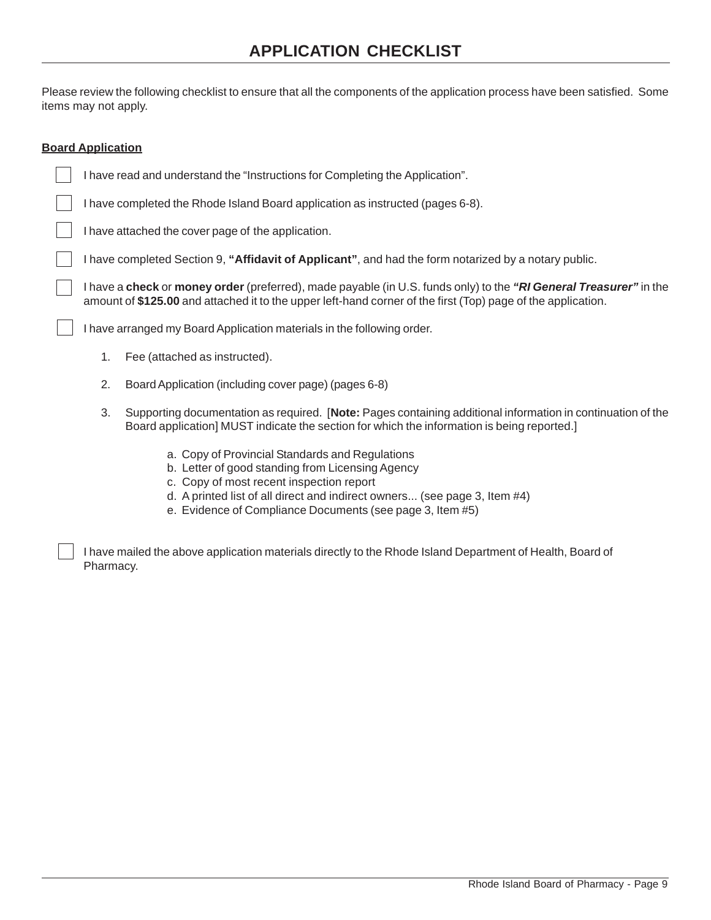# APPLICATION CHECKLIST

Please review the following checklist to ensure that all the components of the application process have been satisfied. Some items may not apply.

**Board Application**

- [ ] I have read and understand the "Instructions for Completing the Application".
- [ ] I have completed the Rhode Island Board application as instructed (pages 6-8).
- [ ] I have attached the cover page of the application.
- [ ] I have completed Section 9, **"Affidavit of Applicant"**, and had the form notarized by a notary public.
- [ ] I have a **check** or **money order** (preferred), made payable (in U.S. funds only) to the ***"RI General Treasurer"*** in the amount of **$125.00** and attached it to the upper left-hand corner of the first (Top) page of the application.
- [ ] I have arranged my Board Application materials in the following order.

  1. Fee (attached as instructed).
  2. Board Application (including cover page) (pages 6-8)
  3. Supporting documentation as required. [**Note:** Pages containing additional information in continuation of the Board application] MUST indicate the section for which the information is being reported.]

     a. Copy of Provincial Standards and Regulations
     b. Letter of good standing from Licensing Agency
     c. Copy of most recent inspection report
     d. A printed list of all direct and indirect owners... (see page 3, Item #4)
     e. Evidence of Compliance Documents (see page 3, Item #5)

- [ ] I have mailed the above application materials directly to the Rhode Island Department of Health, Board of Pharmacy.